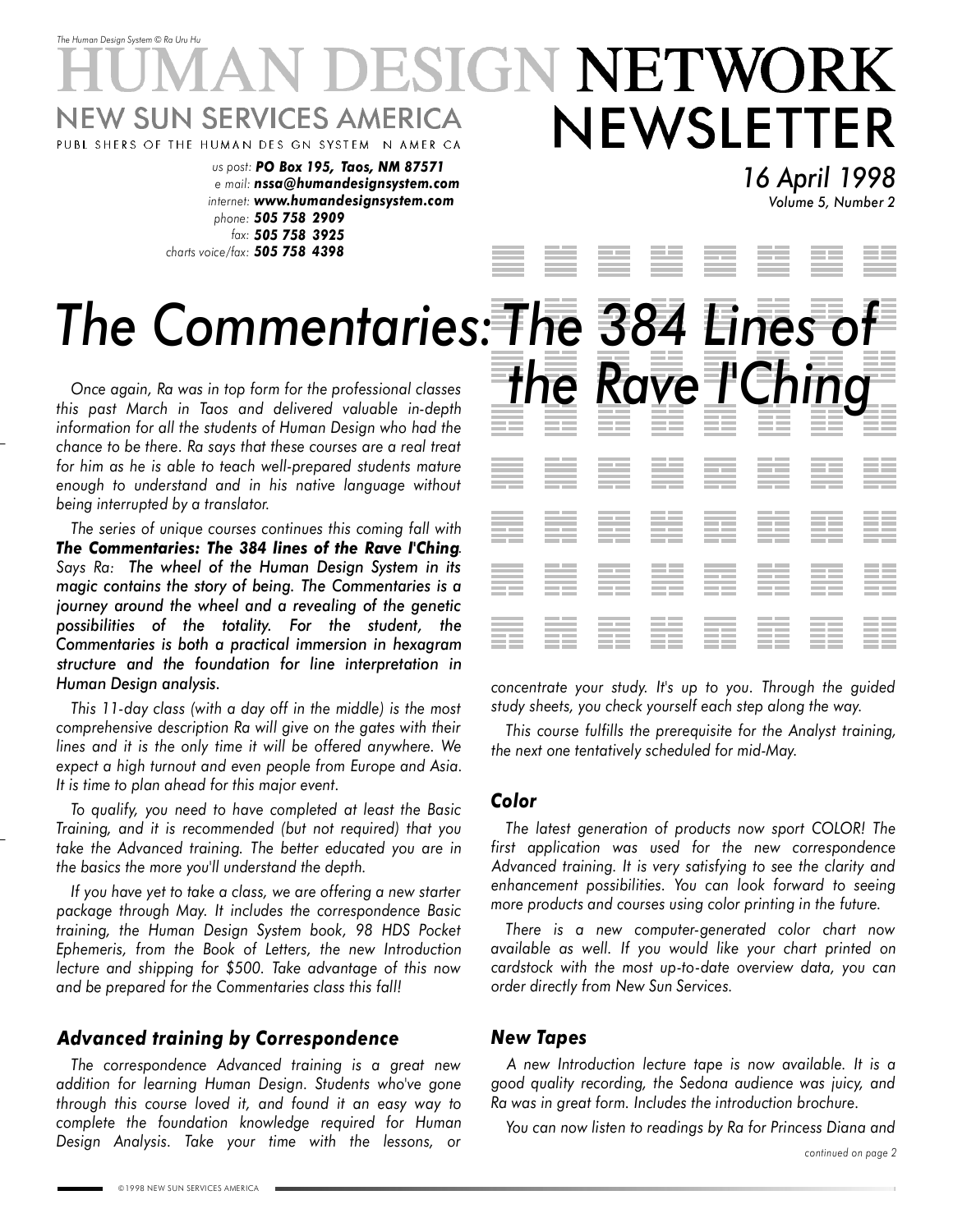*The Human Design System © Ra Uru Hu*

# HUMAN DESIGN NETWORK NEWSLETTER

NEW SUN SERVICES AMERICA

PUBLISHERS OF THE HUMAN DESIGN SYSTEM IN AMERICA

*us post:* ***PO Box 195, Taos, NM 87571***
*e mail:* ***nssa@humandesignsystem.com***
*internet:* ***www.humandesignsystem.com***
*phone:* ***505 758 2909***
*fax:* ***505 758 3925***
*charts voice/fax:* ***505 758 4398***

*16 April 1998*
*Volume 5, Number 2*

# *The Commentaries: The 384 Lines of the Rave I'Ching*

*Once again, Ra was in top form for the professional classes this past March in Taos and delivered valuable in-depth information for all the students of Human Design who had the chance to be there. Ra says that these courses are a real treat for him as he is able to teach well-prepared students mature enough to understand and in his native language without being interrupted by a translator.*

*The series of unique courses continues this coming fall with* ***The Commentaries: The 384 lines of the Rave I'Ching****. Says Ra: The wheel of the Human Design System in its magic contains the story of being. The Commentaries is a journey around the wheel and a revealing of the genetic possibilities of the totality. For the student, the Commentaries is both a practical immersion in hexagram structure and the foundation for line interpretation in Human Design analysis.*

*This 11-day class (with a day off in the middle) is the most comprehensive description Ra will give on the gates with their lines and it is the only time it will be offered anywhere. We expect a high turnout and even people from Europe and Asia. It is time to plan ahead for this major event.*

*To qualify, you need to have completed at least the Basic Training, and it is recommended (but not required) that you take the Advanced training. The better educated you are in the basics the more you'll understand the depth.*

*If you have yet to take a class, we are offering a new starter package through May. It includes the correspondence Basic training, the Human Design System book, 98 HDS Pocket Ephemeris, from the Book of Letters, the new Introduction lecture and shipping for $500. Take advantage of this now and be prepared for the Commentaries class this fall!*

### *Advanced training by Correspondence*

*The correspondence Advanced training is a great new addition for learning Human Design. Students who've gone through this course loved it, and found it an easy way to complete the foundation knowledge required for Human Design Analysis. Take your time with the lessons, or concentrate your study. It's up to you. Through the guided study sheets, you check yourself each step along the way.*

*This course fulfills the prerequisite for the Analyst training, the next one tentatively scheduled for mid-May.*

### *Color*

*The latest generation of products now sport COLOR! The first application was used for the new correspondence Advanced training. It is very satisfying to see the clarity and enhancement possibilities. You can look forward to seeing more products and courses using color printing in the future.*

*There is a new computer-generated color chart now available as well. If you would like your chart printed on cardstock with the most up-to-date overview data, you can order directly from New Sun Services.*

### *New Tapes*

*A new Introduction lecture tape is now available. It is a good quality recording, the Sedona audience was juicy, and Ra was in great form. Includes the introduction brochure.*

*You can now listen to readings by Ra for Princess Diana and*

*continued on page 2*

©1998 NEW SUN SERVICES AMERICA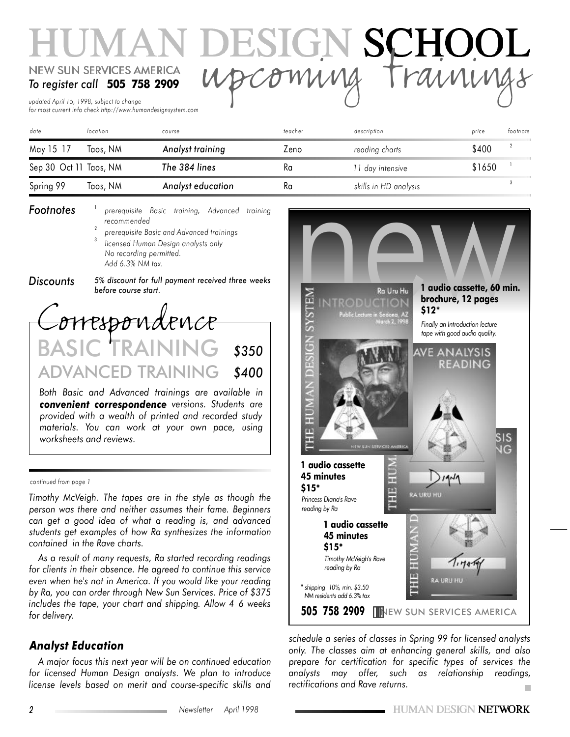# HUMAN DESIGN SCHOOL

## upcoming trainings

NEW SUN SERVICES AMERICA

*To register call* **505 758 2909**

*updated April 15, 1998, subject to change*
*for most current info check http://www.humandesignsystem.com*

| date | location | course | teacher | description | price | footnote |
|---|---|---|---|---|---|---|
| May 15 17 | Taos, NM | *Analyst training* | Zeno | *reading charts* | $400 | 2 |
| Sep 30 Oct 11 | Taos, NM | *The 384 lines* | Ra | *11 day intensive* | $1650 | 1 |
| Spring 99 | Taos, NM | *Analyst education* | Ra | *skills in HD analysis* | | 3 |

***Footnotes***

1. *prerequisite Basic training, Advanced training recommended*
2. *prerequisite Basic and Advanced trainings*
3. *licensed Human Design analysts only*

*No recording permitted.*
*Add 6.3% NM tax.*

***Discounts*** *5% discount for full payment received three weeks before course start.*

## Correspondence

### BASIC TRAINING *$350*

### ADVANCED TRAINING *$400*

*Both Basic and Advanced trainings are available in* ***convenient correspondence*** *versions. Students are provided with a wealth of printed and recorded study materials. You can work at your own pace, using worksheets and reviews.*

*continued from page 1*

*Timothy McVeigh. The tapes are in the style as though the person was there and neither assumes their fame. Beginners can get a good idea of what a reading is, and advanced students get examples of how Ra synthesizes the information contained in the Rave charts.*

*As a result of many requests, Ra started recording readings for clients in their absence. He agreed to continue this service even when he's not in America. If you would like your reading by Ra, you can order through New Sun Services. Price of $375 includes the tape, your chart and shipping. Allow 4 6 weeks for delivery.*

### *Analyst Education*

*A major focus this next year will be on continued education for licensed Human Design analysts. We plan to introduce license levels based on merit and course-specific skills and schedule a series of classes in Spring 99 for licensed analysts only. The classes aim at enhancing general skills, and also prepare for certification for specific types of services the analysts may offer, such as relationship readings, rectifications and Rave returns.*

## new

**1 audio cassette, 60 min.**
**brochure, 12 pages**
**$12***

*Finally an Introduction lecture tape with good audio quality.*

THE HUMAN DESIGN SYSTEM — Ra Uru Hu — INTRODUCTION — Public Lecture in Sedona, AZ — March 2, 1998

**1 audio cassette**
**45 minutes**
**$15***

*Princess Diana's Rave reading by Ra*

**1 audio cassette**
**45 minutes**
**$15***

*Timothy McVeigh's Rave reading by Ra*

*** *shipping 10%, min. $3.50*
*NM residents add 6.3% tax*

**505 758 2909** NEW SUN SERVICES AMERICA